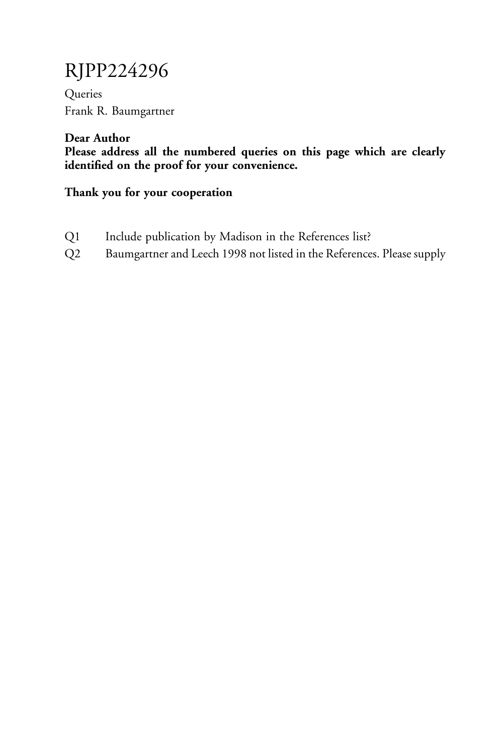# RJPP224296

Queries
Frank R. Baumgartner

**Dear Author**
**Please address all the numbered queries on this page which are clearly identified on the proof for your convenience.**

**Thank you for your cooperation**

| | |
|---|---|
| Q1 | Include publication by Madison in the References list? |
| Q2 | Baumgartner and Leech 1998 not listed in the References. Please supply |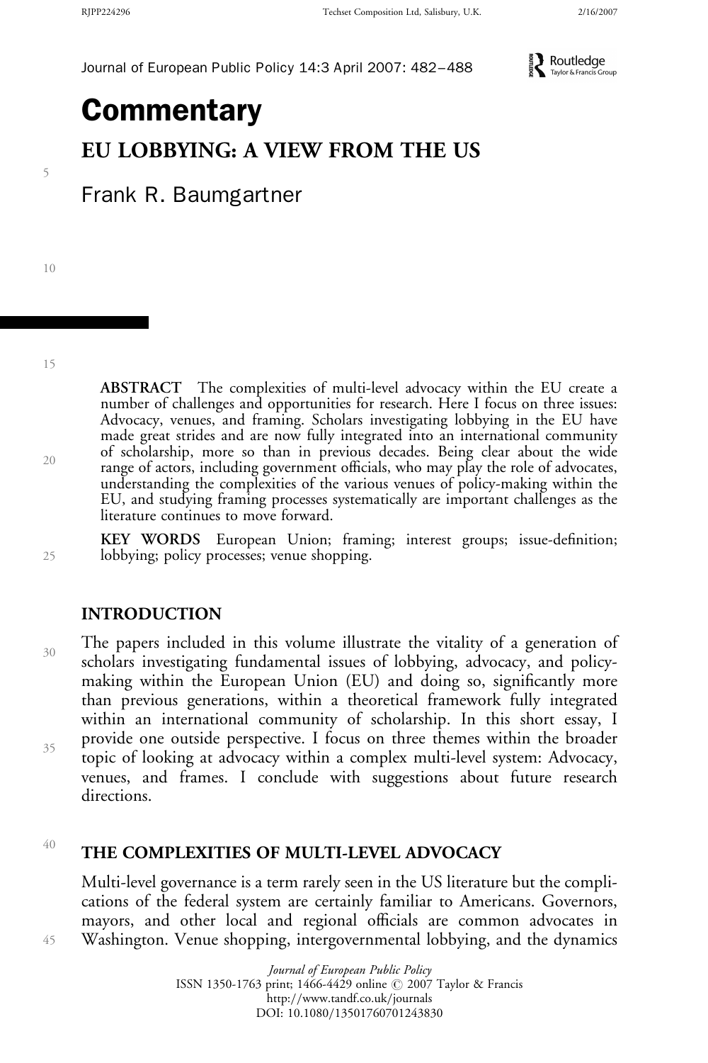# Commentary

## EU LOBBYING: A VIEW FROM THE US

Frank R. Baumgartner

**ABSTRACT** The complexities of multi-level advocacy within the EU create a number of challenges and opportunities for research. Here I focus on three issues: Advocacy, venues, and framing. Scholars investigating lobbying in the EU have made great strides and are now fully integrated into an international community of scholarship, more so than in previous decades. Being clear about the wide range of actors, including government officials, who may play the role of advocates, understanding the complexities of the various venues of policy-making within the EU, and studying framing processes systematically are important challenges as the literature continues to move forward.

**KEY WORDS** European Union; framing; interest groups; issue-definition; lobbying; policy processes; venue shopping.

### INTRODUCTION

The papers included in this volume illustrate the vitality of a generation of scholars investigating fundamental issues of lobbying, advocacy, and policy-making within the European Union (EU) and doing so, significantly more than previous generations, within a theoretical framework fully integrated within an international community of scholarship. In this short essay, I provide one outside perspective. I focus on three themes within the broader topic of looking at advocacy within a complex multi-level system: Advocacy, venues, and frames. I conclude with suggestions about future research directions.

### THE COMPLEXITIES OF MULTI-LEVEL ADVOCACY

Multi-level governance is a term rarely seen in the US literature but the complications of the federal system are certainly familiar to Americans. Governors, mayors, and other local and regional officials are common advocates in Washington. Venue shopping, intergovernmental lobbying, and the dynamics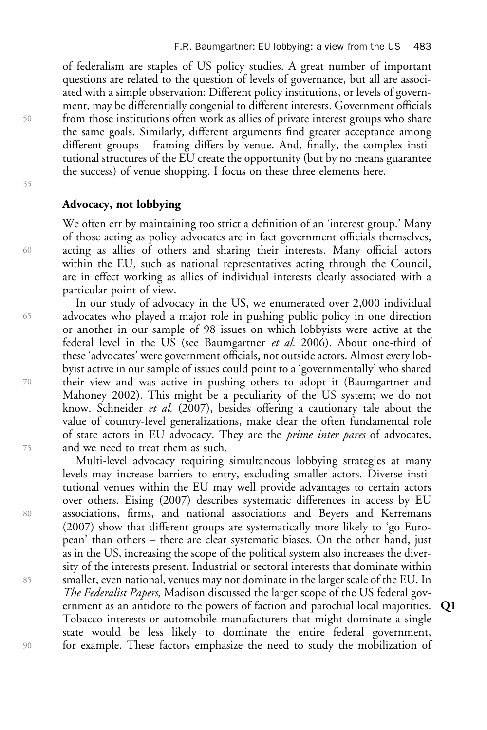of federalism are staples of US policy studies. A great number of important questions are related to the question of levels of governance, but all are associated with a simple observation: Different policy institutions, or levels of government, may be differentially congenial to different interests. Government officials from those institutions often work as allies of private interest groups who share the same goals. Similarly, different arguments find greater acceptance among different groups – framing differs by venue. And, finally, the complex institutional structures of the EU create the opportunity (but by no means guarantee the success) of venue shopping. I focus on these three elements here.

## Advocacy, not lobbying

We often err by maintaining too strict a definition of an 'interest group.' Many of those acting as policy advocates are in fact government officials themselves, acting as allies of others and sharing their interests. Many official actors within the EU, such as national representatives acting through the Council, are in effect working as allies of individual interests clearly associated with a particular point of view.

In our study of advocacy in the US, we enumerated over 2,000 individual advocates who played a major role in pushing public policy in one direction or another in our sample of 98 issues on which lobbyists were active at the federal level in the US (see Baumgartner *et al.* 2006). About one-third of these 'advocates' were government officials, not outside actors. Almost every lobbyist active in our sample of issues could point to a 'governmentally' who shared their view and was active in pushing others to adopt it (Baumgartner and Mahoney 2002). This might be a peculiarity of the US system; we do not know. Schneider *et al.* (2007), besides offering a cautionary tale about the value of country-level generalizations, make clear the often fundamental role of state actors in EU advocacy. They are the *prime inter pares* of advocates, and we need to treat them as such.

Multi-level advocacy requiring simultaneous lobbying strategies at many levels may increase barriers to entry, excluding smaller actors. Diverse institutional venues within the EU may well provide advantages to certain actors over others. Eising (2007) describes systematic differences in access by EU associations, firms, and national associations and Beyers and Kerremans (2007) show that different groups are systematically more likely to 'go European' than others – there are clear systematic biases. On the other hand, just as in the US, increasing the scope of the political system also increases the diversity of the interests present. Industrial or sectoral interests that dominate within smaller, even national, venues may not dominate in the larger scale of the EU. In *The Federalist Papers*, Madison discussed the larger scope of the US federal government as an antidote to the powers of faction and parochial local majorities. Tobacco interests or automobile manufacturers that might dominate a single state would be less likely to dominate the entire federal government, for example. These factors emphasize the need to study the mobilization of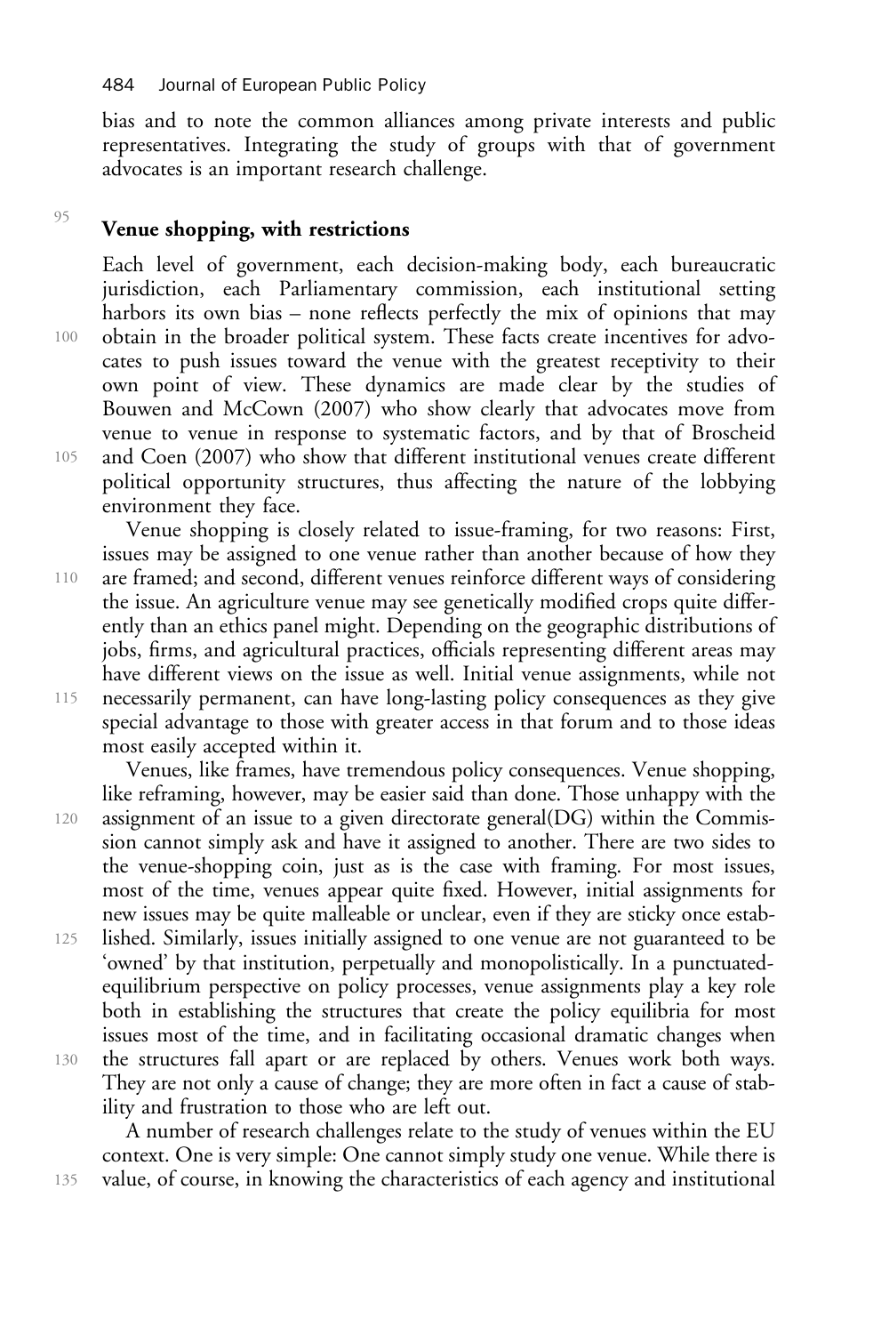bias and to note the common alliances among private interests and public representatives. Integrating the study of groups with that of government advocates is an important research challenge.

## Venue shopping, with restrictions

Each level of government, each decision-making body, each bureaucratic jurisdiction, each Parliamentary commission, each institutional setting harbors its own bias – none reflects perfectly the mix of opinions that may obtain in the broader political system. These facts create incentives for advocates to push issues toward the venue with the greatest receptivity to their own point of view. These dynamics are made clear by the studies of Bouwen and McCown (2007) who show clearly that advocates move from venue to venue in response to systematic factors, and by that of Broscheid and Coen (2007) who show that different institutional venues create different political opportunity structures, thus affecting the nature of the lobbying environment they face.

Venue shopping is closely related to issue-framing, for two reasons: First, issues may be assigned to one venue rather than another because of how they are framed; and second, different venues reinforce different ways of considering the issue. An agriculture venue may see genetically modified crops quite differently than an ethics panel might. Depending on the geographic distributions of jobs, firms, and agricultural practices, officials representing different areas may have different views on the issue as well. Initial venue assignments, while not necessarily permanent, can have long-lasting policy consequences as they give special advantage to those with greater access in that forum and to those ideas most easily accepted within it.

Venues, like frames, have tremendous policy consequences. Venue shopping, like reframing, however, may be easier said than done. Those unhappy with the assignment of an issue to a given directorate general(DG) within the Commission cannot simply ask and have it assigned to another. There are two sides to the venue-shopping coin, just as is the case with framing. For most issues, most of the time, venues appear quite fixed. However, initial assignments for new issues may be quite malleable or unclear, even if they are sticky once established. Similarly, issues initially assigned to one venue are not guaranteed to be 'owned' by that institution, perpetually and monopolistically. In a punctuated-equilibrium perspective on policy processes, venue assignments play a key role both in establishing the structures that create the policy equilibria for most issues most of the time, and in facilitating occasional dramatic changes when the structures fall apart or are replaced by others. Venues work both ways. They are not only a cause of change; they are more often in fact a cause of stability and frustration to those who are left out.

A number of research challenges relate to the study of venues within the EU context. One is very simple: One cannot simply study one venue. While there is value, of course, in knowing the characteristics of each agency and institutional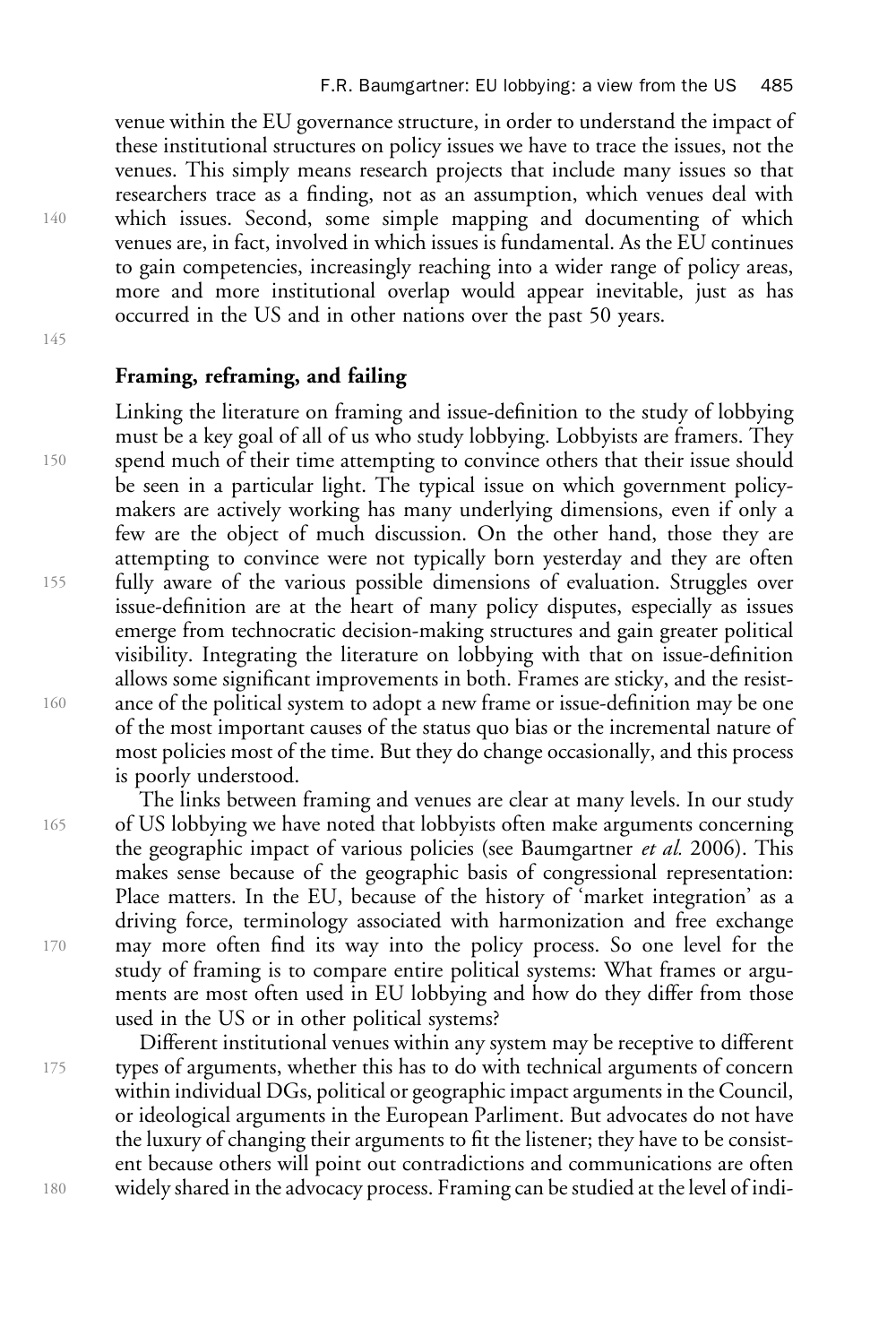venue within the EU governance structure, in order to understand the impact of these institutional structures on policy issues we have to trace the issues, not the venues. This simply means research projects that include many issues so that researchers trace as a finding, not as an assumption, which venues deal with which issues. Second, some simple mapping and documenting of which venues are, in fact, involved in which issues is fundamental. As the EU continues to gain competencies, increasingly reaching into a wider range of policy areas, more and more institutional overlap would appear inevitable, just as has occurred in the US and in other nations over the past 50 years.

## Framing, reframing, and failing

Linking the literature on framing and issue-definition to the study of lobbying must be a key goal of all of us who study lobbying. Lobbyists are framers. They spend much of their time attempting to convince others that their issue should be seen in a particular light. The typical issue on which government policy-makers are actively working has many underlying dimensions, even if only a few are the object of much discussion. On the other hand, those they are attempting to convince were not typically born yesterday and they are often fully aware of the various possible dimensions of evaluation. Struggles over issue-definition are at the heart of many policy disputes, especially as issues emerge from technocratic decision-making structures and gain greater political visibility. Integrating the literature on lobbying with that on issue-definition allows some significant improvements in both. Frames are sticky, and the resistance of the political system to adopt a new frame or issue-definition may be one of the most important causes of the status quo bias or the incremental nature of most policies most of the time. But they do change occasionally, and this process is poorly understood.

The links between framing and venues are clear at many levels. In our study of US lobbying we have noted that lobbyists often make arguments concerning the geographic impact of various policies (see Baumgartner *et al.* 2006). This makes sense because of the geographic basis of congressional representation: Place matters. In the EU, because of the history of 'market integration' as a driving force, terminology associated with harmonization and free exchange may more often find its way into the policy process. So one level for the study of framing is to compare entire political systems: What frames or arguments are most often used in EU lobbying and how do they differ from those used in the US or in other political systems?

Different institutional venues within any system may be receptive to different types of arguments, whether this has to do with technical arguments of concern within individual DGs, political or geographic impact arguments in the Council, or ideological arguments in the European Parliment. But advocates do not have the luxury of changing their arguments to fit the listener; they have to be consistent because others will point out contradictions and communications are often widely shared in the advocacy process. Framing can be studied at the level of indi-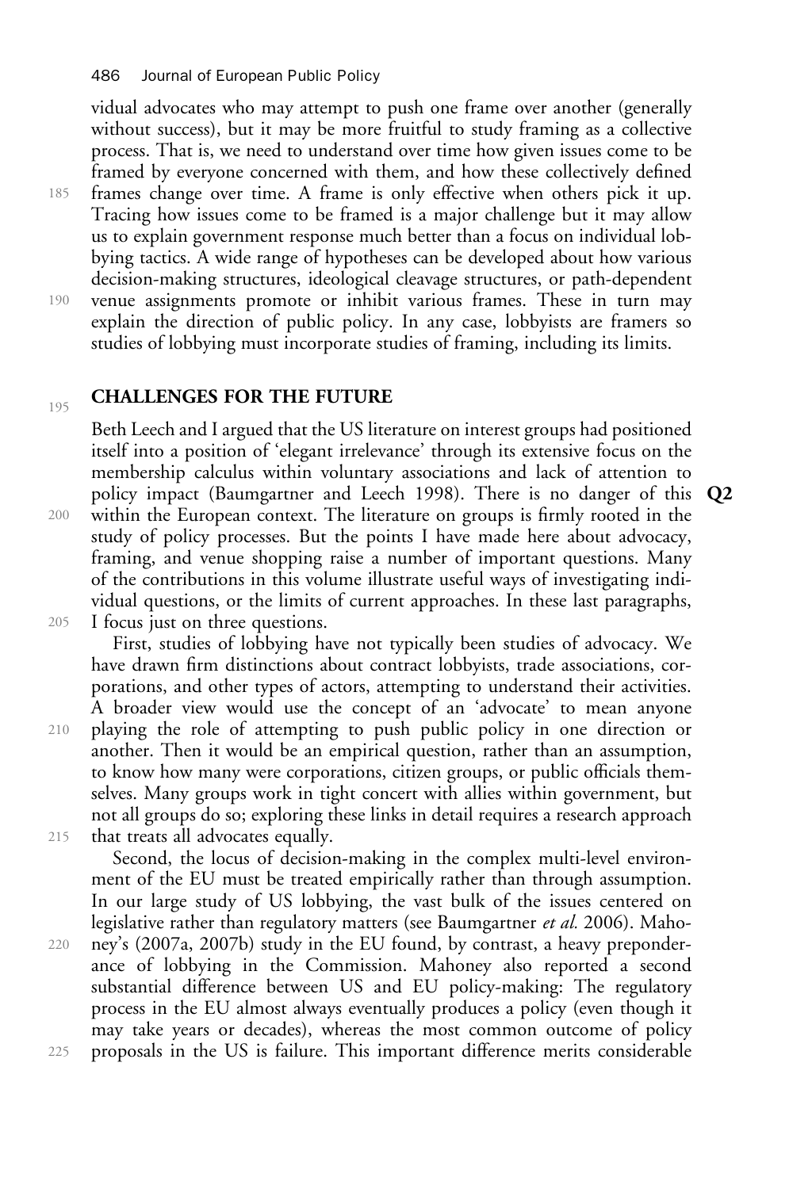vidual advocates who may attempt to push one frame over another (generally without success), but it may be more fruitful to study framing as a collective process. That is, we need to understand over time how given issues come to be framed by everyone concerned with them, and how these collectively defined frames change over time. A frame is only effective when others pick it up. Tracing how issues come to be framed is a major challenge but it may allow us to explain government response much better than a focus on individual lobbying tactics. A wide range of hypotheses can be developed about how various decision-making structures, ideological cleavage structures, or path-dependent venue assignments promote or inhibit various frames. These in turn may explain the direction of public policy. In any case, lobbyists are framers so studies of lobbying must incorporate studies of framing, including its limits.

## CHALLENGES FOR THE FUTURE

Beth Leech and I argued that the US literature on interest groups had positioned itself into a position of 'elegant irrelevance' through its extensive focus on the membership calculus within voluntary associations and lack of attention to policy impact (Baumgartner and Leech 1998). There is no danger of this within the European context. The literature on groups is firmly rooted in the study of policy processes. But the points I have made here about advocacy, framing, and venue shopping raise a number of important questions. Many of the contributions in this volume illustrate useful ways of investigating individual questions, or the limits of current approaches. In these last paragraphs, I focus just on three questions.

First, studies of lobbying have not typically been studies of advocacy. We have drawn firm distinctions about contract lobbyists, trade associations, corporations, and other types of actors, attempting to understand their activities. A broader view would use the concept of an 'advocate' to mean anyone playing the role of attempting to push public policy in one direction or another. Then it would be an empirical question, rather than an assumption, to know how many were corporations, citizen groups, or public officials themselves. Many groups work in tight concert with allies within government, but not all groups do so; exploring these links in detail requires a research approach that treats all advocates equally.

Second, the locus of decision-making in the complex multi-level environment of the EU must be treated empirically rather than through assumption. In our large study of US lobbying, the vast bulk of the issues centered on legislative rather than regulatory matters (see Baumgartner *et al.* 2006). Mahoney's (2007a, 2007b) study in the EU found, by contrast, a heavy preponderance of lobbying in the Commission. Mahoney also reported a second substantial difference between US and EU policy-making: The regulatory process in the EU almost always eventually produces a policy (even though it may take years or decades), whereas the most common outcome of policy proposals in the US is failure. This important difference merits considerable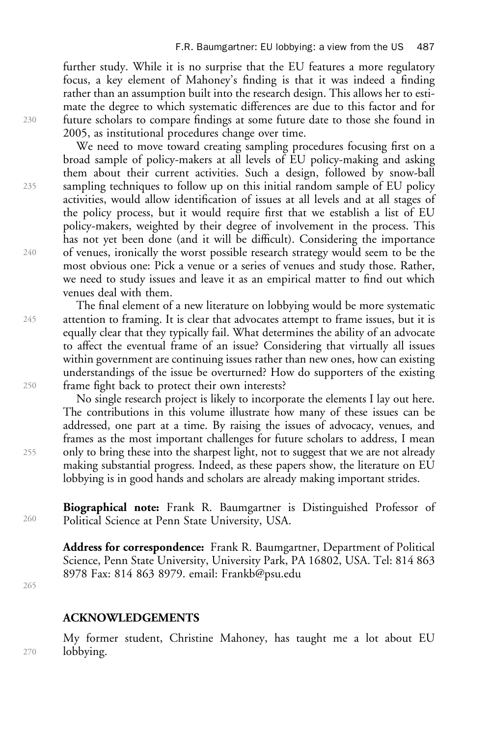further study. While it is no surprise that the EU features a more regulatory focus, a key element of Mahoney's finding is that it was indeed a finding rather than an assumption built into the research design. This allows her to estimate the degree to which systematic differences are due to this factor and for future scholars to compare findings at some future date to those she found in 2005, as institutional procedures change over time.

We need to move toward creating sampling procedures focusing first on a broad sample of policy-makers at all levels of EU policy-making and asking them about their current activities. Such a design, followed by snow-ball sampling techniques to follow up on this initial random sample of EU policy activities, would allow identification of issues at all levels and at all stages of the policy process, but it would require first that we establish a list of EU policy-makers, weighted by their degree of involvement in the process. This has not yet been done (and it will be difficult). Considering the importance of venues, ironically the worst possible research strategy would seem to be the most obvious one: Pick a venue or a series of venues and study those. Rather, we need to study issues and leave it as an empirical matter to find out which venues deal with them.

The final element of a new literature on lobbying would be more systematic attention to framing. It is clear that advocates attempt to frame issues, but it is equally clear that they typically fail. What determines the ability of an advocate to affect the eventual frame of an issue? Considering that virtually all issues within government are continuing issues rather than new ones, how can existing understandings of the issue be overturned? How do supporters of the existing frame fight back to protect their own interests?

No single research project is likely to incorporate the elements I lay out here. The contributions in this volume illustrate how many of these issues can be addressed, one part at a time. By raising the issues of advocacy, venues, and frames as the most important challenges for future scholars to address, I mean only to bring these into the sharpest light, not to suggest that we are not already making substantial progress. Indeed, as these papers show, the literature on EU lobbying is in good hands and scholars are already making important strides.

**Biographical note:** Frank R. Baumgartner is Distinguished Professor of Political Science at Penn State University, USA.

**Address for correspondence:** Frank R. Baumgartner, Department of Political Science, Penn State University, University Park, PA 16802, USA. Tel: 814 863 8978 Fax: 814 863 8979. email: Frankb@psu.edu

## ACKNOWLEDGEMENTS

My former student, Christine Mahoney, has taught me a lot about EU lobbying.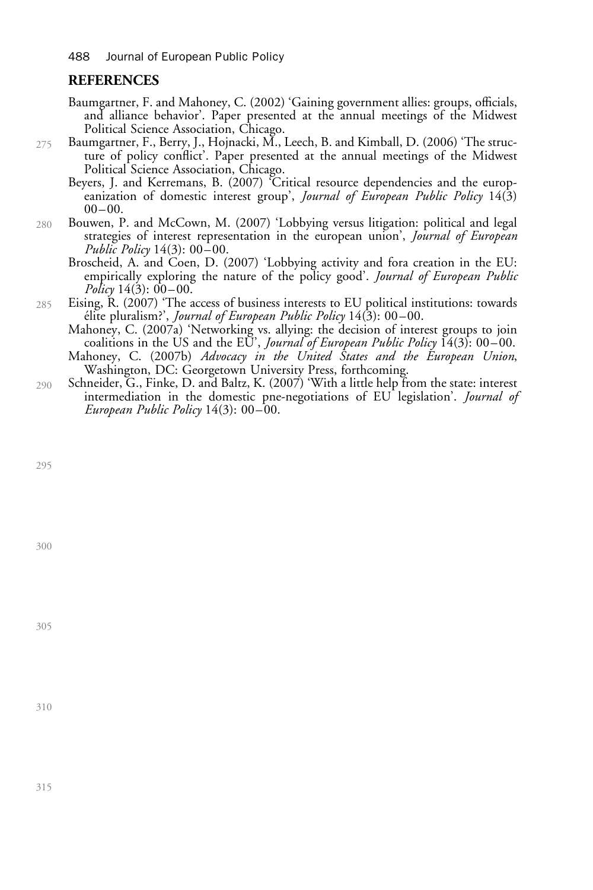## REFERENCES

Baumgartner, F. and Mahoney, C. (2002) 'Gaining government allies: groups, officials, and alliance behavior'. Paper presented at the annual meetings of the Midwest Political Science Association, Chicago.

Baumgartner, F., Berry, J., Hojnacki, M., Leech, B. and Kimball, D. (2006) 'The structure of policy conflict'. Paper presented at the annual meetings of the Midwest Political Science Association, Chicago.

Beyers, J. and Kerremans, B. (2007) 'Critical resource dependencies and the europeanization of domestic interest group', *Journal of European Public Policy* 14(3) 00–00.

Bouwen, P. and McCown, M. (2007) 'Lobbying versus litigation: political and legal strategies of interest representation in the european union', *Journal of European Public Policy* 14(3): 00–00.

Broscheid, A. and Coen, D. (2007) 'Lobbying activity and fora creation in the EU: empirically exploring the nature of the policy good'. *Journal of European Public Policy* 14(3): 00–00.

Eising, R. (2007) 'The access of business interests to EU political institutions: towards élite pluralism?', *Journal of European Public Policy* 14(3): 00–00.

Mahoney, C. (2007a) 'Networking vs. allying: the decision of interest groups to join coalitions in the US and the EU', *Journal of European Public Policy* 14(3): 00–00.

Mahoney, C. (2007b) *Advocacy in the United States and the European Union*, Washington, DC: Georgetown University Press, forthcoming.

Schneider, G., Finke, D. and Baltz, K. (2007) 'With a little help from the state: interest intermediation in the domestic pne-negotiations of EU legislation'. *Journal of European Public Policy* 14(3): 00–00.